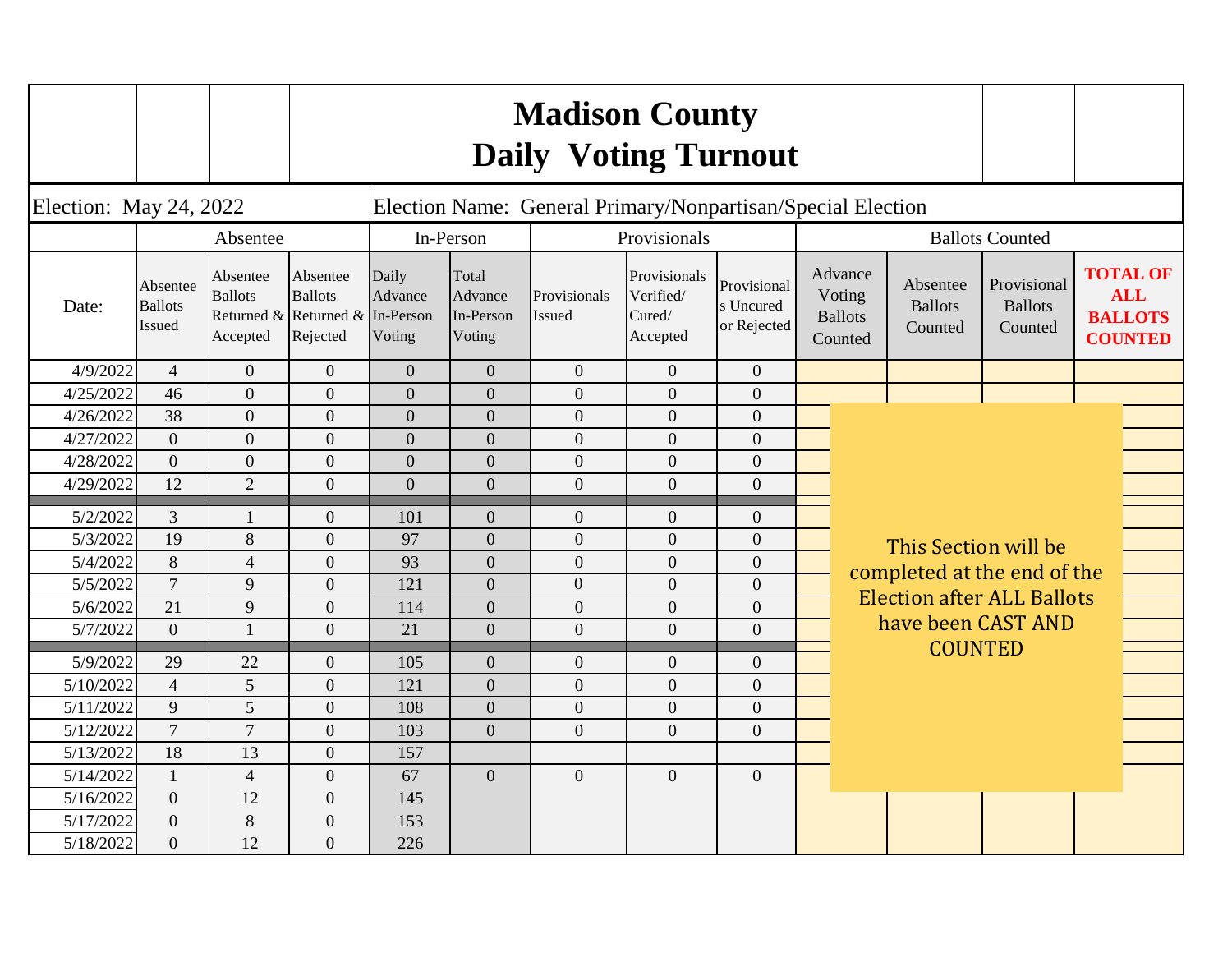# Madison County
# Daily Voting Turnout

Election: May 24, 2022

Election Name: General Primary/Nonpartisan/Special Election

| | Absentee | | | In-Person | | Provisionals | | | Ballots Counted | | | |
|---|---|---|---|---|---|---|---|---|---|---|---|---|
| Date: | Absentee Ballots Issued | Absentee Ballots Returned & Accepted | Absentee Ballots Returned & Rejected | Daily Advance In-Person Voting | Total Advance In-Person Voting | Provisionals Issued | Provisionals Verified/ Cured/ Accepted | Provisionals Uncured or Rejected | Advance Voting Ballots Counted | Absentee Ballots Counted | Provisional Ballots Counted | **TOTAL OF ALL BALLOTS COUNTED** |
| 4/9/2022 | 4 | 0 | 0 | 0 | 0 | 0 | 0 | 0 | | | | |
| 4/25/2022 | 46 | 0 | 0 | 0 | 0 | 0 | 0 | 0 | | | | |
| 4/26/2022 | 38 | 0 | 0 | 0 | 0 | 0 | 0 | 0 | | | | |
| 4/27/2022 | 0 | 0 | 0 | 0 | 0 | 0 | 0 | 0 | | | | |
| 4/28/2022 | 0 | 0 | 0 | 0 | 0 | 0 | 0 | 0 | | | | |
| 4/29/2022 | 12 | 2 | 0 | 0 | 0 | 0 | 0 | 0 | | | | |
| 5/2/2022 | 3 | 1 | 0 | 101 | 0 | 0 | 0 | 0 | | | | |
| 5/3/2022 | 19 | 8 | 0 | 97 | 0 | 0 | 0 | 0 | | | | |
| 5/4/2022 | 8 | 4 | 0 | 93 | 0 | 0 | 0 | 0 | | | | |
| 5/5/2022 | 7 | 9 | 0 | 121 | 0 | 0 | 0 | 0 | | | | |
| 5/6/2022 | 21 | 9 | 0 | 114 | 0 | 0 | 0 | 0 | | | | |
| 5/7/2022 | 0 | 1 | 0 | 21 | 0 | 0 | 0 | 0 | | | | |
| 5/9/2022 | 29 | 22 | 0 | 105 | 0 | 0 | 0 | 0 | | | | |
| 5/10/2022 | 4 | 5 | 0 | 121 | 0 | 0 | 0 | 0 | | | | |
| 5/11/2022 | 9 | 5 | 0 | 108 | 0 | 0 | 0 | 0 | | | | |
| 5/12/2022 | 7 | 7 | 0 | 103 | 0 | 0 | 0 | 0 | | | | |
| 5/13/2022 | 18 | 13 | 0 | 157 | | | | | | | | |
| 5/14/2022 | 1 | 4 | 0 | 67 | 0 | 0 | 0 | 0 | | | | |
| 5/16/2022 | 0 | 12 | 0 | 145 | | | | | | | | |
| 5/17/2022 | 0 | 8 | 0 | 153 | | | | | | | | |
| 5/18/2022 | 0 | 12 | 0 | 226 | | | | | | | | |

This Section will be completed at the end of the Election after ALL Ballots have been CAST AND COUNTED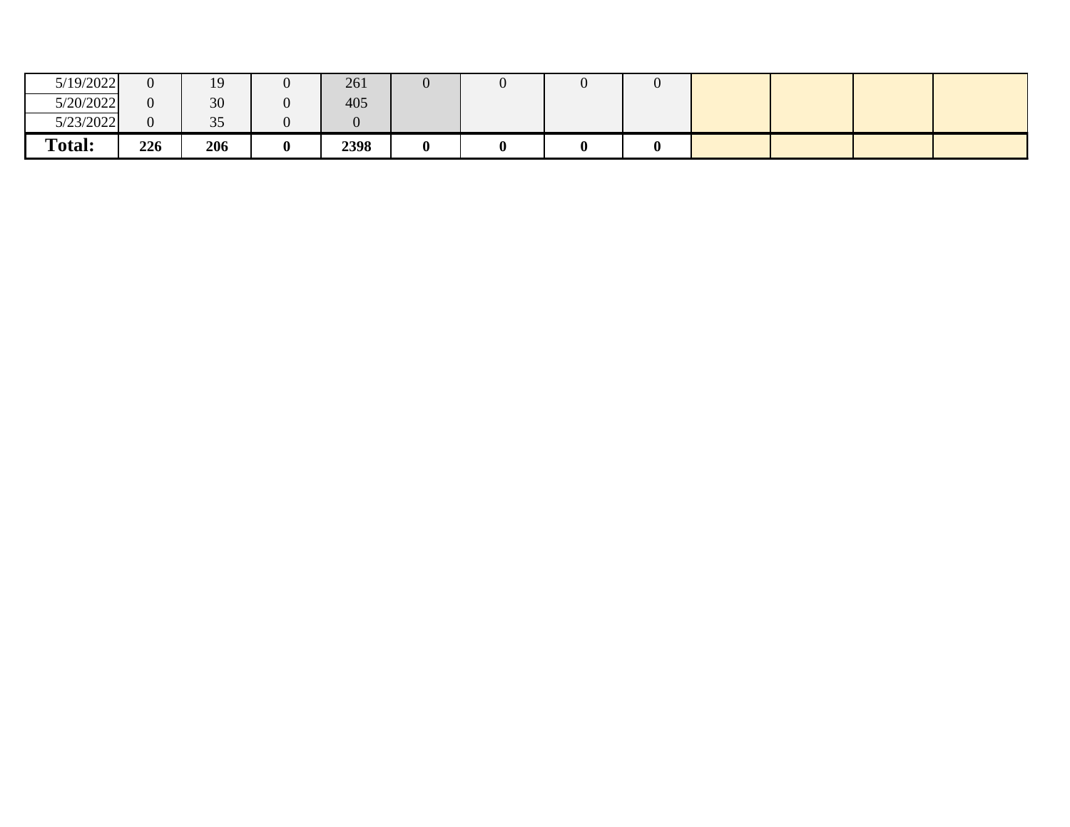| | | | | | | | | | | | | |
|---|---|---|---|---|---|---|---|---|---|---|---|---|
| 5/19/2022 | 0 | 19 | 0 | 261 | 0 | 0 | 0 | 0 | | | | |
| 5/20/2022 | 0 | 30 | 0 | 405 | | | | | | | | |
| 5/23/2022 | 0 | 35 | 0 | 0 | | | | | | | | |
| **Total:** | **226** | **206** | **0** | **2398** | **0** | **0** | **0** | **0** | | | | |